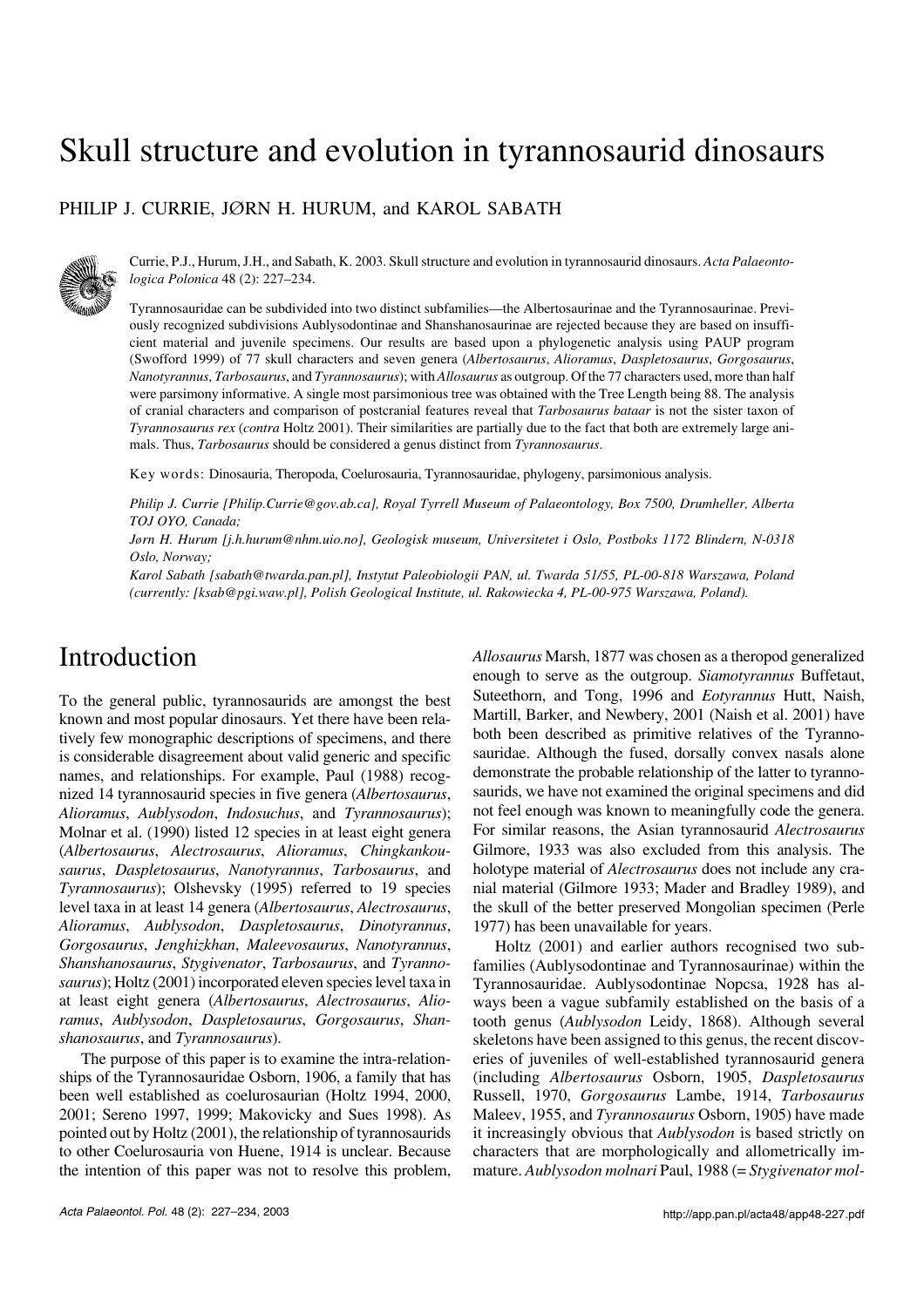# Skull structure and evolution in tyrannosaurid dinosaurs

PHILIP J. CURRIE, JØRN H. HURUM, and KAROL SABATH

Currie, P.J., Hurum, J.H., and Sabath, K. 2003. Skull structure and evolution in tyrannosaurid dinosaurs. *Acta Palaeontologica Polonica* 48 (2): 227–234.

Tyrannosauridae can be subdivided into two distinct subfamilies—the Albertosaurinae and the Tyrannosaurinae. Previously recognized subdivisions Aublysodontinae and Shanshanosaurinae are rejected because they are based on insufficient material and juvenile specimens. Our results are based upon a phylogenetic analysis using PAUP program (Swofford 1999) of 77 skull characters and seven genera (*Albertosaurus*, *Alioramus*, *Daspletosaurus*, *Gorgosaurus*, *Nanotyrannus*, *Tarbosaurus*, and *Tyrannosaurus*); with *Allosaurus* as outgroup. Of the 77 characters used, more than half were parsimony informative. A single most parsimonious tree was obtained with the Tree Length being 88. The analysis of cranial characters and comparison of postcranial features reveal that *Tarbosaurus bataar* is not the sister taxon of *Tyrannosaurus rex* (*contra* Holtz 2001). Their similarities are partially due to the fact that both are extremely large animals. Thus, *Tarbosaurus* should be considered a genus distinct from *Tyrannosaurus*.

Key words: Dinosauria, Theropoda, Coelurosauria, Tyrannosauridae, phylogeny, parsimonious analysis.

*Philip J. Currie [Philip.Currie@gov.ab.ca], Royal Tyrrell Museum of Palaeontology, Box 7500, Drumheller, Alberta TOJ OYO, Canada;*

*Jørn H. Hurum [j.h.hurum@nhm.uio.no], Geologisk museum, Universitetet i Oslo, Postboks 1172 Blindern, N-0318 Oslo, Norway;*

*Karol Sabath [sabath@twarda.pan.pl], Instytut Paleobiologii PAN, ul. Twarda 51/55, PL-00-818 Warszawa, Poland (currently: [ksab@pgi.waw.pl], Polish Geological Institute, ul. Rakowiecka 4, PL-00-975 Warszawa, Poland).*

## Introduction

To the general public, tyrannosaurids are amongst the best known and most popular dinosaurs. Yet there have been relatively few monographic descriptions of specimens, and there is considerable disagreement about valid generic and specific names, and relationships. For example, Paul (1988) recognized 14 tyrannosaurid species in five genera (*Albertosaurus*, *Alioramus*, *Aublysodon*, *Indosuchus*, and *Tyrannosaurus*); Molnar et al. (1990) listed 12 species in at least eight genera (*Albertosaurus*, *Alectrosaurus*, *Alioramus*, *Chingkankousaurus*, *Daspletosaurus*, *Nanotyrannus*, *Tarbosaurus*, and *Tyrannosaurus*); Olshevsky (1995) referred to 19 species level taxa in at least 14 genera (*Albertosaurus*, *Alectrosaurus*, *Alioramus*, *Aublysodon*, *Daspletosaurus*, *Dinotyrannus*, *Gorgosaurus*, *Jenghizkhan*, *Maleevosaurus*, *Nanotyrannus*, *Shanshanosaurus*, *Stygivenator*, *Tarbosaurus*, and *Tyrannosaurus*); Holtz (2001) incorporated eleven species level taxa in at least eight genera (*Albertosaurus*, *Alectrosaurus*, *Alioramus*, *Aublysodon*, *Daspletosaurus*, *Gorgosaurus*, *Shanshanosaurus*, and *Tyrannosaurus*).

The purpose of this paper is to examine the intra-relationships of the Tyrannosauridae Osborn, 1906, a family that has been well established as coelurosaurian (Holtz 1994, 2000, 2001; Sereno 1997, 1999; Makovicky and Sues 1998). As pointed out by Holtz (2001), the relationship of tyrannosaurids to other Coelurosauria von Huene, 1914 is unclear. Because the intention of this paper was not to resolve this problem, *Allosaurus* Marsh, 1877 was chosen as a theropod generalized enough to serve as the outgroup. *Siamotyrannus* Buffetaut, Suteethorn, and Tong, 1996 and *Eotyrannus* Hutt, Naish, Martill, Barker, and Newbery, 2001 (Naish et al. 2001) have both been described as primitive relatives of the Tyrannosauridae. Although the fused, dorsally convex nasals alone demonstrate the probable relationship of the latter to tyrannosaurids, we have not examined the original specimens and did not feel enough was known to meaningfully code the genera. For similar reasons, the Asian tyrannosaurid *Alectrosaurus* Gilmore, 1933 was also excluded from this analysis. The holotype material of *Alectrosaurus* does not include any cranial material (Gilmore 1933; Mader and Bradley 1989), and the skull of the better preserved Mongolian specimen (Perle 1977) has been unavailable for years.

Holtz (2001) and earlier authors recognised two subfamilies (Aublysodontinae and Tyrannosaurinae) within the Tyrannosauridae. Aublysodontinae Nopcsa, 1928 has always been a vague subfamily established on the basis of a tooth genus (*Aublysodon* Leidy, 1868). Although several skeletons have been assigned to this genus, the recent discoveries of juveniles of well-established tyrannosaurid genera (including *Albertosaurus* Osborn, 1905, *Daspletosaurus* Russell, 1970, *Gorgosaurus* Lambe, 1914, *Tarbosaurus* Maleev, 1955, and *Tyrannosaurus* Osborn, 1905) have made it increasingly obvious that *Aublysodon* is based strictly on characters that are morphologically and allometrically immature. *Aublysodon molnari* Paul, 1988 (= *Stygivenator mol-*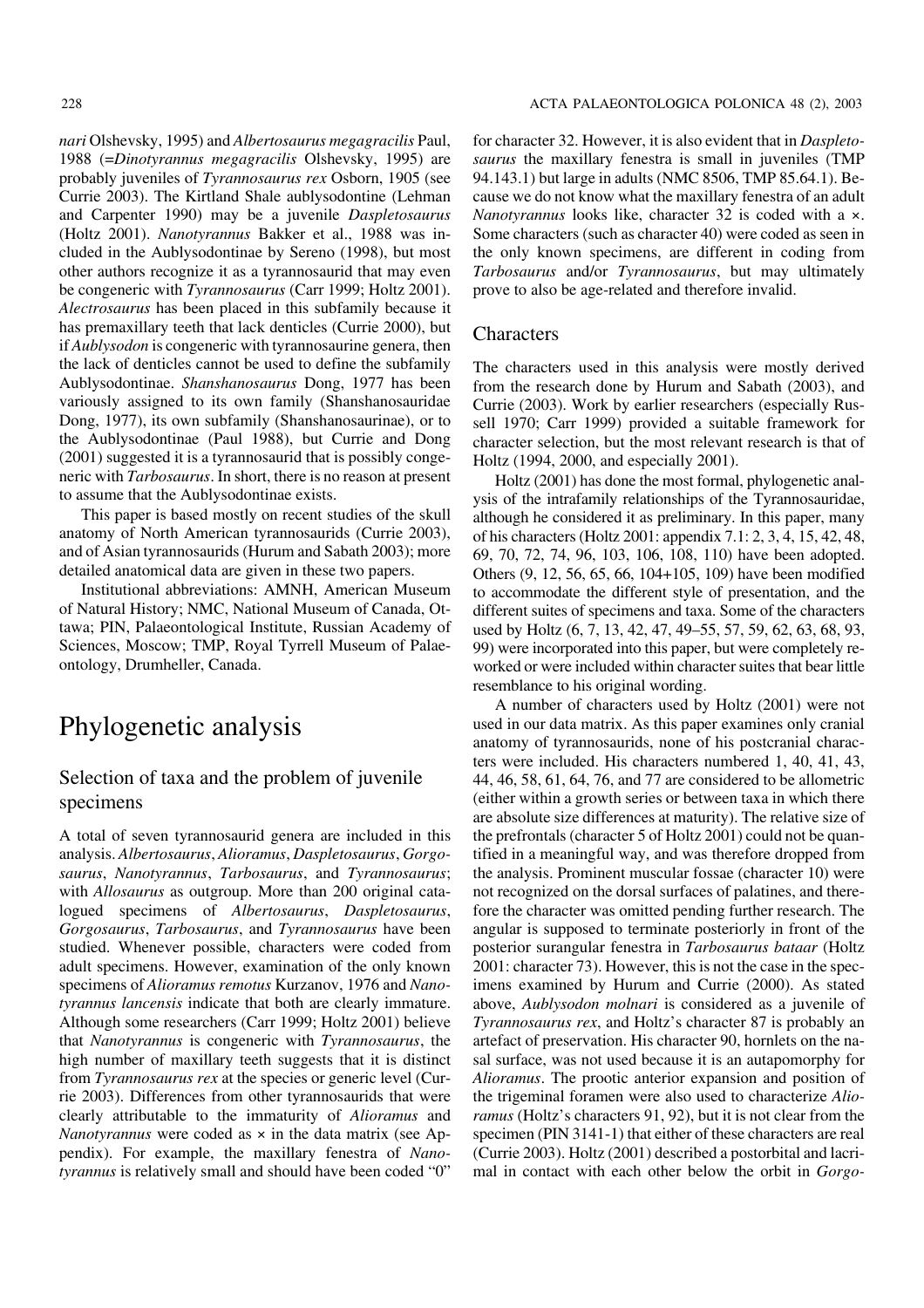*nari* Olshevsky, 1995) and *Albertosaurus megagracilis* Paul, 1988 (=*Dinotyrannus megagracilis* Olshevsky, 1995) are probably juveniles of *Tyrannosaurus rex* Osborn, 1905 (see Currie 2003). The Kirtland Shale aublysodontine (Lehman and Carpenter 1990) may be a juvenile *Daspletosaurus* (Holtz 2001). *Nanotyrannus* Bakker et al., 1988 was included in the Aublysodontinae by Sereno (1998), but most other authors recognize it as a tyrannosaurid that may even be congeneric with *Tyrannosaurus* (Carr 1999; Holtz 2001). *Alectrosaurus* has been placed in this subfamily because it has premaxillary teeth that lack denticles (Currie 2000), but if *Aublysodon* is congeneric with tyrannosaurine genera, then the lack of denticles cannot be used to define the subfamily Aublysodontinae. *Shanshanosaurus* Dong, 1977 has been variously assigned to its own family (Shanshanosauridae Dong, 1977), its own subfamily (Shanshanosaurinae), or to the Aublysodontinae (Paul 1988), but Currie and Dong (2001) suggested it is a tyrannosaurid that is possibly congeneric with *Tarbosaurus*. In short, there is no reason at present to assume that the Aublysodontinae exists.

This paper is based mostly on recent studies of the skull anatomy of North American tyrannosaurids (Currie 2003), and of Asian tyrannosaurids (Hurum and Sabath 2003); more detailed anatomical data are given in these two papers.

Institutional abbreviations: AMNH, American Museum of Natural History; NMC, National Museum of Canada, Ottawa; PIN, Palaeontological Institute, Russian Academy of Sciences, Moscow; TMP, Royal Tyrrell Museum of Palaeontology, Drumheller, Canada.

# Phylogenetic analysis

## Selection of taxa and the problem of juvenile specimens

A total of seven tyrannosaurid genera are included in this analysis. *Albertosaurus*, *Alioramus*, *Daspletosaurus*, *Gorgosaurus*, *Nanotyrannus*, *Tarbosaurus*, and *Tyrannosaurus*; with *Allosaurus* as outgroup. More than 200 original catalogued specimens of *Albertosaurus*, *Daspletosaurus*, *Gorgosaurus*, *Tarbosaurus*, and *Tyrannosaurus* have been studied. Whenever possible, characters were coded from adult specimens. However, examination of the only known specimens of *Alioramus remotus* Kurzanov, 1976 and *Nanotyrannus lancensis* indicate that both are clearly immature. Although some researchers (Carr 1999; Holtz 2001) believe that *Nanotyrannus* is congeneric with *Tyrannosaurus*, the high number of maxillary teeth suggests that it is distinct from *Tyrannosaurus rex* at the species or generic level (Currie 2003). Differences from other tyrannosaurids that were clearly attributable to the immaturity of *Alioramus* and *Nanotyrannus* were coded as × in the data matrix (see Appendix). For example, the maxillary fenestra of *Nanotyrannus* is relatively small and should have been coded "0" for character 32. However, it is also evident that in *Daspletosaurus* the maxillary fenestra is small in juveniles (TMP 94.143.1) but large in adults (NMC 8506, TMP 85.64.1). Because we do not know what the maxillary fenestra of an adult *Nanotyrannus* looks like, character 32 is coded with a ×. Some characters (such as character 40) were coded as seen in the only known specimens, are different in coding from *Tarbosaurus* and/or *Tyrannosaurus*, but may ultimately prove to also be age-related and therefore invalid.

## Characters

The characters used in this analysis were mostly derived from the research done by Hurum and Sabath (2003), and Currie (2003). Work by earlier researchers (especially Russell 1970; Carr 1999) provided a suitable framework for character selection, but the most relevant research is that of Holtz (1994, 2000, and especially 2001).

Holtz (2001) has done the most formal, phylogenetic analysis of the intrafamily relationships of the Tyrannosauridae, although he considered it as preliminary. In this paper, many of his characters (Holtz 2001: appendix 7.1: 2, 3, 4, 15, 42, 48, 69, 70, 72, 74, 96, 103, 106, 108, 110) have been adopted. Others (9, 12, 56, 65, 66, 104+105, 109) have been modified to accommodate the different style of presentation, and the different suites of specimens and taxa. Some of the characters used by Holtz (6, 7, 13, 42, 47, 49–55, 57, 59, 62, 63, 68, 93, 99) were incorporated into this paper, but were completely reworked or were included within character suites that bear little resemblance to his original wording.

A number of characters used by Holtz (2001) were not used in our data matrix. As this paper examines only cranial anatomy of tyrannosaurids, none of his postcranial characters were included. His characters numbered 1, 40, 41, 43, 44, 46, 58, 61, 64, 76, and 77 are considered to be allometric (either within a growth series or between taxa in which there are absolute size differences at maturity). The relative size of the prefrontals (character 5 of Holtz 2001) could not be quantified in a meaningful way, and was therefore dropped from the analysis. Prominent muscular fossae (character 10) were not recognized on the dorsal surfaces of palatines, and therefore the character was omitted pending further research. The angular is supposed to terminate posteriorly in front of the posterior surangular fenestra in *Tarbosaurus bataar* (Holtz 2001: character 73). However, this is not the case in the specimens examined by Hurum and Currie (2000). As stated above, *Aublysodon molnari* is considered as a juvenile of *Tyrannosaurus rex*, and Holtz's character 87 is probably an artefact of preservation. His character 90, hornlets on the nasal surface, was not used because it is an autapomorphy for *Alioramus*. The prootic anterior expansion and position of the trigeminal foramen were also used to characterize *Alioramus* (Holtz's characters 91, 92), but it is not clear from the specimen (PIN 3141-1) that either of these characters are real (Currie 2003). Holtz (2001) described a postorbital and lacrimal in contact with each other below the orbit in *Gorgo-*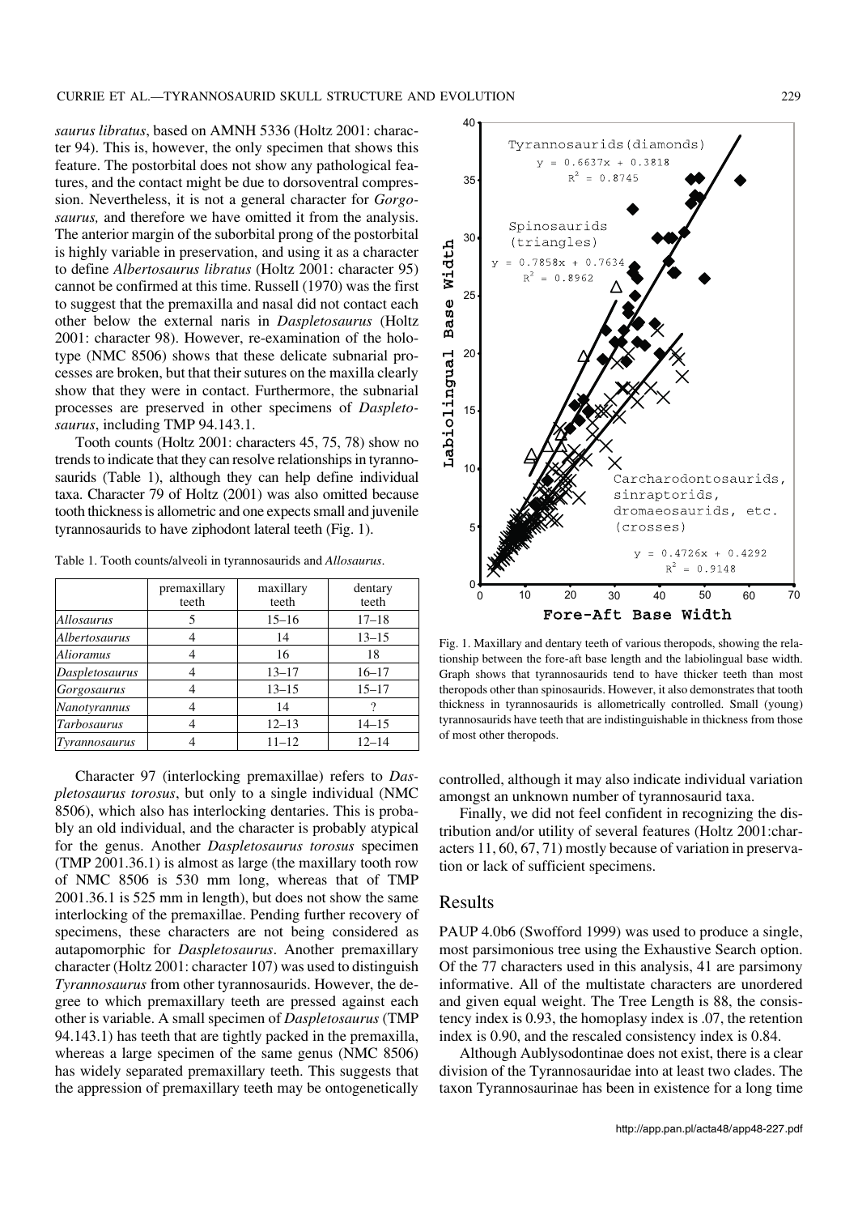*saurus libratus*, based on AMNH 5336 (Holtz 2001: character 94). This is, however, the only specimen that shows this feature. The postorbital does not show any pathological features, and the contact might be due to dorsoventral compression. Nevertheless, it is not a general character for *Gorgosaurus,* and therefore we have omitted it from the analysis. The anterior margin of the suborbital prong of the postorbital is highly variable in preservation, and using it as a character to define *Albertosaurus libratus* (Holtz 2001: character 95) cannot be confirmed at this time. Russell (1970) was the first to suggest that the premaxilla and nasal did not contact each other below the external naris in *Daspletosaurus* (Holtz 2001: character 98). However, re-examination of the holotype (NMC 8506) shows that these delicate subnarial processes are broken, but that their sutures on the maxilla clearly show that they were in contact. Furthermore, the subnarial processes are preserved in other specimens of *Daspletosaurus*, including TMP 94.143.1.

Tooth counts (Holtz 2001: characters 45, 75, 78) show no trends to indicate that they can resolve relationships in tyrannosaurids (Table 1), although they can help define individual taxa. Character 79 of Holtz (2001) was also omitted because tooth thickness is allometric and one expects small and juvenile tyrannosaurids to have ziphodont lateral teeth (Fig. 1).

Table 1. Tooth counts/alveoli in tyrannosaurids and *Allosaurus*.

| | premaxillary teeth | maxillary teeth | dentary teeth |
|---|---|---|---|
| *Allosaurus* | 5 | 15–16 | 17–18 |
| *Albertosaurus* | 4 | 14 | 13–15 |
| *Alioramus* | 4 | 16 | 18 |
| *Daspletosaurus* | 4 | 13–17 | 16–17 |
| *Gorgosaurus* | 4 | 13–15 | 15–17 |
| *Nanotyrannus* | 4 | 14 | ? |
| *Tarbosaurus* | 4 | 12–13 | 14–15 |
| *Tyrannosaurus* | 4 | 11–12 | 12–14 |

Character 97 (interlocking premaxillae) refers to *Daspletosaurus torosus*, but only to a single individual (NMC 8506), which also has interlocking dentaries. This is probably an old individual, and the character is probably atypical for the genus. Another *Daspletosaurus torosus* specimen (TMP 2001.36.1) is almost as large (the maxillary tooth row of NMC 8506 is 530 mm long, whereas that of TMP 2001.36.1 is 525 mm in length), but does not show the same interlocking of the premaxillae. Pending further recovery of specimens, these characters are not being considered as autapomorphic for *Daspletosaurus*. Another premaxillary character (Holtz 2001: character 107) was used to distinguish *Tyrannosaurus* from other tyrannosaurids. However, the degree to which premaxillary teeth are pressed against each other is variable. A small specimen of *Daspletosaurus* (TMP 94.143.1) has teeth that are tightly packed in the premaxilla, whereas a large specimen of the same genus (NMC 8506) has widely separated premaxillary teeth. This suggests that the appression of premaxillary teeth may be ontogenetically controlled, although it may also indicate individual variation amongst an unknown number of tyrannosaurid taxa.

Fig. 1. Maxillary and dentary teeth of various theropods, showing the relationship between the fore-aft base length and the labiolingual base width. Graph shows that tyrannosaurids tend to have thicker teeth than most theropods other than spinosaurids. However, it also demonstrates that tooth thickness in tyrannosaurids is allometrically controlled. Small (young) tyrannosaurids have teeth that are indistinguishable in thickness from those of most other theropods.

Finally, we did not feel confident in recognizing the distribution and/or utility of several features (Holtz 2001: characters 11, 60, 67, 71) mostly because of variation in preservation or lack of sufficient specimens.

## Results

PAUP 4.0b6 (Swofford 1999) was used to produce a single, most parsimonious tree using the Exhaustive Search option. Of the 77 characters used in this analysis, 41 are parsimony informative. All of the multistate characters are unordered and given equal weight. The Tree Length is 88, the consistency index is 0.93, the homoplasy index is .07, the retention index is 0.90, and the rescaled consistency index is 0.84.

Although Aublysodontinae does not exist, there is a clear division of the Tyrannosauridae into at least two clades. The taxon Tyrannosaurinae has been in existence for a long time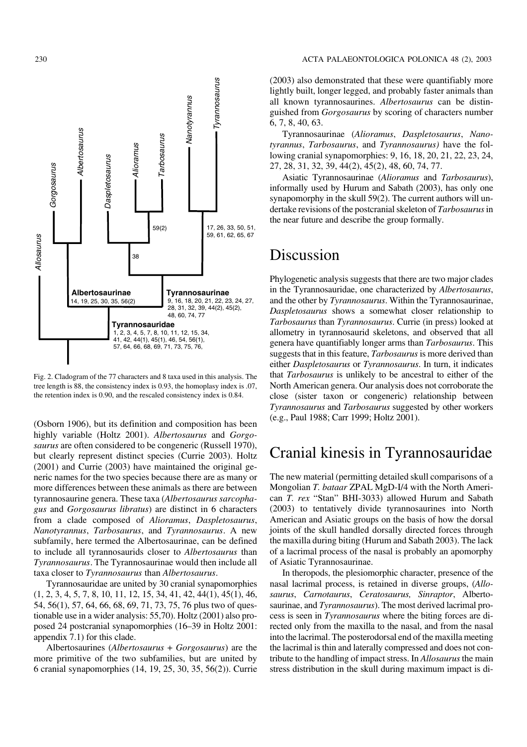Fig. 2. Cladogram of the 77 characters and 8 taxa used in this analysis. The tree length is 88, the consistency index is 0.93, the homoplasy index is .07, the retention index is 0.90, and the rescaled consistency index is 0.84.

(Osborn 1906), but its definition and composition has been highly variable (Holtz 2001). *Albertosaurus* and *Gorgosaurus* are often considered to be congeneric (Russell 1970), but clearly represent distinct species (Currie 2003). Holtz (2001) and Currie (2003) have maintained the original generic names for the two species because there are as many or more differences between these animals as there are between tyrannosaurine genera. These taxa (*Albertosaurus sarcophagus* and *Gorgosaurus libratus*) are distinct in 6 characters from a clade composed of *Alioramus*, *Daspletosaurus*, *Nanotyrannus*, *Tarbosaurus*, and *Tyrannosaurus*. A new subfamily, here termed the Albertosaurinae, can be defined to include all tyrannosaurids closer to *Albertosaurus* than *Tyrannosaurus*. The Tyrannosaurinae would then include all taxa closer to *Tyrannosaurus* than *Albertosaurus*.

Tyrannosauridae are united by 30 cranial synapomorphies (1, 2, 3, 4, 5, 7, 8, 10, 11, 12, 15, 34, 41, 42, 44(1), 45(1), 46, 54, 56(1), 57, 64, 66, 68, 69, 71, 73, 75, 76 plus two of questionable use in a wider analysis: 55,70). Holtz (2001) also proposed 24 postcranial synapomorphies (16–39 in Holtz 2001: appendix 7.1) for this clade.

Albertosaurines (*Albertosaurus* + *Gorgosaurus*) are the more primitive of the two subfamilies, but are united by 6 cranial synapomorphies (14, 19, 25, 30, 35, 56(2)). Currie (2003) also demonstrated that these were quantifiably more lightly built, longer legged, and probably faster animals than all known tyrannosaurines. *Albertosaurus* can be distinguished from *Gorgosaurus* by scoring of characters number 6, 7, 8, 40, 63.

Tyrannosaurinae (*Alioramus*, *Daspletosaurus*, *Nanotyrannus*, *Tarbosaurus*, and *Tyrannosaurus)* have the following cranial synapomorphies: 9, 16, 18, 20, 21, 22, 23, 24, 27, 28, 31, 32, 39, 44(2), 45(2), 48, 60, 74, 77.

Asiatic Tyrannosaurinae (*Alioramus* and *Tarbosaurus*), informally used by Hurum and Sabath (2003), has only one synapomorphy in the skull 59(2). The current authors will undertake revisions of the postcranial skeleton of *Tarbosaurus* in the near future and describe the group formally.

## Discussion

Phylogenetic analysis suggests that there are two major clades in the Tyrannosauridae, one characterized by *Albertosaurus*, and the other by *Tyrannosaurus*. Within the Tyrannosaurinae, *Daspletosaurus* shows a somewhat closer relationship to *Tarbosaurus* than *Tyrannosaurus*. Currie (in press) looked at allometry in tyrannosaurid skeletons, and observed that all genera have quantifiably longer arms than *Tarbosaurus*. This suggests that in this feature, *Tarbosaurus* is more derived than either *Daspletosaurus* or *Tyrannosaurus*. In turn, it indicates that *Tarbosaurus* is unlikely to be ancestral to either of the North American genera. Our analysis does not corroborate the close (sister taxon or congeneric) relationship between *Tyrannosaurus* and *Tarbosaurus* suggested by other workers (e.g., Paul 1988; Carr 1999; Holtz 2001).

## Cranial kinesis in Tyrannosauridae

The new material (permitting detailed skull comparisons of a Mongolian *T. bataar* ZPAL MgD-I/4 with the North American *T. rex* "Stan" BHI-3033) allowed Hurum and Sabath (2003) to tentatively divide tyrannosaurines into North American and Asiatic groups on the basis of how the dorsal joints of the skull handled dorsally directed forces through the maxilla during biting (Hurum and Sabath 2003). The lack of a lacrimal process of the nasal is probably an apomorphy of Asiatic Tyrannosaurinae.

In theropods, the plesiomorphic character, presence of the nasal lacrimal process, is retained in diverse groups, (*Allosaurus*, *Carnotaurus*, *Ceratosaurus, Sinraptor*, Albertosaurinae, and *Tyrannosaurus*). The most derived lacrimal process is seen in *Tyrannosaurus* where the biting forces are directed only from the maxilla to the nasal, and from the nasal into the lacrimal. The posterodorsal end of the maxilla meeting the lacrimal is thin and laterally compressed and does not contribute to the handling of impact stress. In *Allosaurus* the main stress distribution in the skull during maximum impact is di-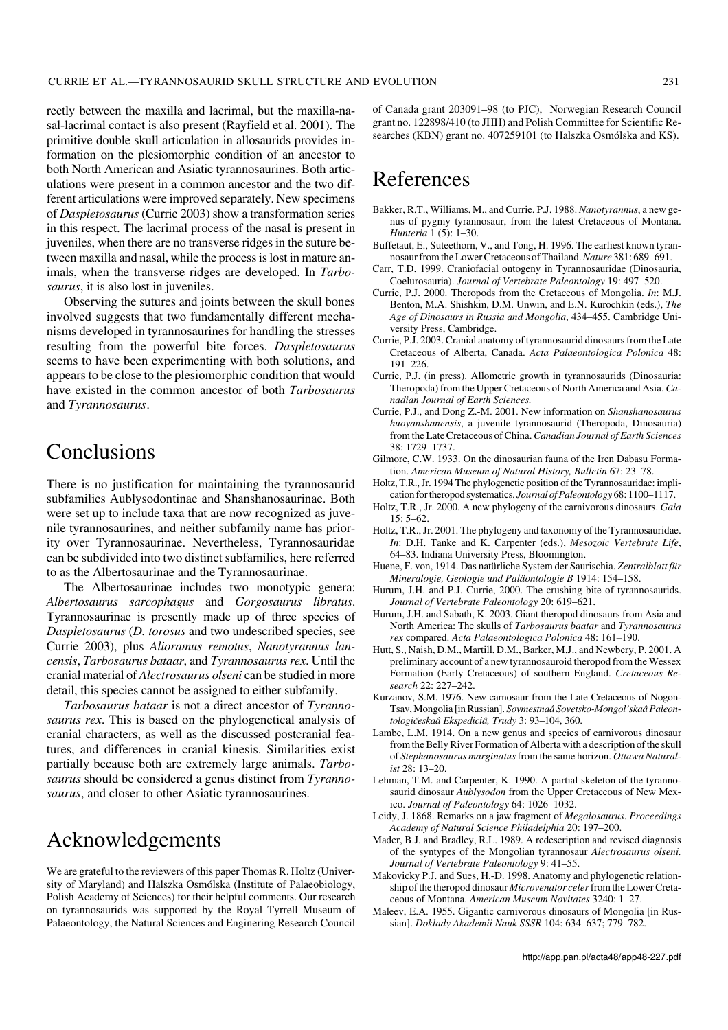rectly between the maxilla and lacrimal, but the maxilla-nasal-lacrimal contact is also present (Rayfield et al. 2001). The primitive double skull articulation in allosaurids provides information on the plesiomorphic condition of an ancestor to both North American and Asiatic tyrannosaurines. Both articulations were present in a common ancestor and the two different articulations were improved separately. New specimens of *Daspletosaurus* (Currie 2003) show a transformation series in this respect. The lacrimal process of the nasal is present in juveniles, when there are no transverse ridges in the suture between maxilla and nasal, while the process is lost in mature animals, when the transverse ridges are developed. In *Tarbosaurus*, it is also lost in juveniles.

Observing the sutures and joints between the skull bones involved suggests that two fundamentally different mechanisms developed in tyrannosaurines for handling the stresses resulting from the powerful bite forces. *Daspletosaurus* seems to have been experimenting with both solutions, and appears to be close to the plesiomorphic condition that would have existed in the common ancestor of both *Tarbosaurus* and *Tyrannosaurus*.

# Conclusions

There is no justification for maintaining the tyrannosaurid subfamilies Aublysodontinae and Shanshanosaurinae. Both were set up to include taxa that are now recognized as juvenile tyrannosaurines, and neither subfamily name has priority over Tyrannosaurinae. Nevertheless, Tyrannosauridae can be subdivided into two distinct subfamilies, here referred to as the Albertosaurinae and the Tyrannosaurinae.

The Albertosaurinae includes two monotypic genera: *Albertosaurus sarcophagus* and *Gorgosaurus libratus*. Tyrannosaurinae is presently made up of three species of *Daspletosaurus* (*D. torosus* and two undescribed species, see Currie 2003), plus *Alioramus remotus*, *Nanotyrannus lancensis*, *Tarbosaurus bataar*, and *Tyrannosaurus rex*. Until the cranial material of *Alectrosaurus olseni* can be studied in more detail, this species cannot be assigned to either subfamily.

*Tarbosaurus bataar* is not a direct ancestor of *Tyrannosaurus rex*. This is based on the phylogenetical analysis of cranial characters, as well as the discussed postcranial features, and differences in cranial kinesis. Similarities exist partially because both are extremely large animals. *Tarbosaurus* should be considered a genus distinct from *Tyrannosaurus*, and closer to other Asiatic tyrannosaurines.

# Acknowledgements

We are grateful to the reviewers of this paper Thomas R. Holtz (University of Maryland) and Halszka Osmólska (Institute of Palaeobiology, Polish Academy of Sciences) for their helpful comments. Our research on tyrannosaurids was supported by the Royal Tyrrell Museum of Palaeontology, the Natural Sciences and Enginering Research Council of Canada grant 203091–98 (to PJC), Norwegian Research Council grant no. 122898/410 (to JHH) and Polish Committee for Scientific Researches (KBN) grant no. 407259101 (to Halszka Osmólska and KS).

# References

Bakker, R.T., Williams, M., and Currie, P.J. 1988. *Nanotyrannus*, a new genus of pygmy tyrannosaur, from the latest Cretaceous of Montana. *Hunteria* 1 (5): 1–30.

Buffetaut, E., Suteethorn, V., and Tong, H. 1996. The earliest known tyrannosaur from the Lower Cretaceous of Thailand. *Nature* 381: 689–691.

Carr, T.D. 1999. Craniofacial ontogeny in Tyrannosauridae (Dinosauria, Coelurosauria). *Journal of Vertebrate Paleontology* 19: 497–520.

Currie, P.J. 2000. Theropods from the Cretaceous of Mongolia. *In*: M.J. Benton, M.A. Shishkin, D.M. Unwin, and E.N. Kurochkin (eds.), *The Age of Dinosaurs in Russia and Mongolia*, 434–455. Cambridge University Press, Cambridge.

Currie, P.J. 2003. Cranial anatomy of tyrannosaurid dinosaurs from the Late Cretaceous of Alberta, Canada. *Acta Palaeontologica Polonica* 48: 191–226.

Currie, P.J. (in press). Allometric growth in tyrannosaurids (Dinosauria: Theropoda) from the Upper Cretaceous of North America and Asia. *Canadian Journal of Earth Sciences.*

Currie, P.J., and Dong Z.-M. 2001. New information on *Shanshanosaurus huoyanshanensis*, a juvenile tyrannosaurid (Theropoda, Dinosauria) from the Late Cretaceous of China. *Canadian Journal of Earth Sciences* 38: 1729–1737.

Gilmore, C.W. 1933. On the dinosaurian fauna of the Iren Dabasu Formation. *American Museum of Natural History, Bulletin* 67: 23–78.

Holtz, T.R., Jr. 1994 The phylogenetic position of the Tyrannosauridae: implication for theropod systematics. *Journal of Paleontology* 68: 1100–1117.

Holtz, T.R., Jr. 2000. A new phylogeny of the carnivorous dinosaurs. *Gaia* 15: 5–62.

Holtz, T.R., Jr. 2001. The phylogeny and taxonomy of the Tyrannosauridae. *In*: D.H. Tanke and K. Carpenter (eds.), *Mesozoic Vertebrate Life*, 64–83. Indiana University Press, Bloomington.

Huene, F. von, 1914. Das natürliche System der Saurischia. *Zentralblatt für Mineralogie, Geologie und Paläontologie B* 1914: 154–158.

Hurum, J.H. and P.J. Currie, 2000. The crushing bite of tyrannosaurids. *Journal of Vertebrate Paleontology* 20: 619–621.

Hurum, J.H. and Sabath, K. 2003. Giant theropod dinosaurs from Asia and North America: The skulls of *Tarbosaurus baatar* and *Tyrannosaurus rex* compared. *Acta Palaeontologica Polonica* 48: 161–190.

Hutt, S., Naish, D.M., Martill, D.M., Barker, M.J., and Newbery, P. 2001. A preliminary account of a new tyrannosauroid theropod from the Wessex Formation (Early Cretaceous) of southern England. *Cretaceous Research* 22: 227–242.

Kurzanov, S.M. 1976. New carnosaur from the Late Cretaceous of Nogon-Tsav, Mongolia [in Russian]. *Sovmestnaâ Sovetsko-Mongol'skaâ Paleontologičeskaâ Ekspediciâ, Trudy* 3: 93–104, 360.

Lambe, L.M. 1914. On a new genus and species of carnivorous dinosaur from the Belly River Formation of Alberta with a description of the skull of *Stephanosaurus marginatus* from the same horizon. *Ottawa Naturalist* 28: 13–20.

Lehman, T.M. and Carpenter, K. 1990. A partial skeleton of the tyrannosaurid dinosaur *Aublysodon* from the Upper Cretaceous of New Mexico. *Journal of Paleontology* 64: 1026–1032.

Leidy, J. 1868. Remarks on a jaw fragment of *Megalosaurus*. *Proceedings Academy of Natural Science Philadelphia* 20: 197–200.

Mader, B.J. and Bradley, R.L. 1989. A redescription and revised diagnosis of the syntypes of the Mongolian tyrannosaur *Alectrosaurus olseni. Journal of Vertebrate Paleontology* 9: 41–55.

Makovicky P.J. and Sues, H.-D. 1998. Anatomy and phylogenetic relationship of the theropod dinosaur *Microvenator celer* from the Lower Cretaceous of Montana. *American Museum Novitates* 3240: 1–27.

Maleev, E.A. 1955. Gigantic carnivorous dinosaurs of Mongolia [in Russian]. *Doklady Akademii Nauk SSSR* 104: 634–637; 779–782.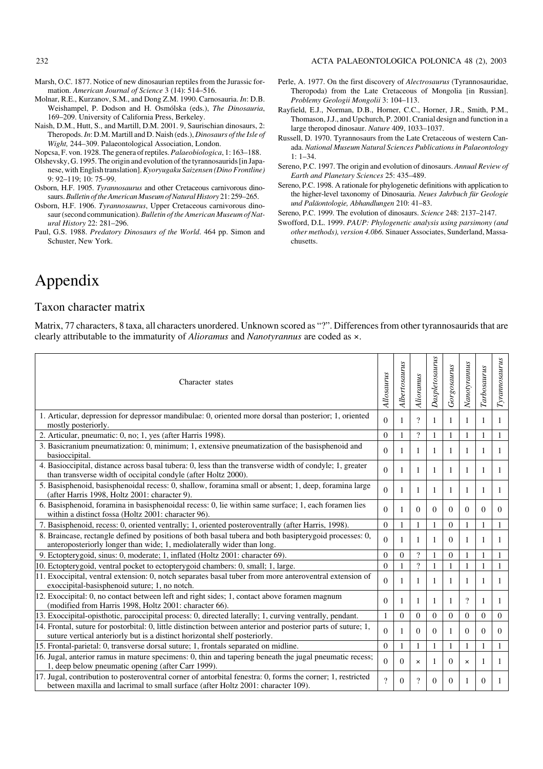Marsh, O.C. 1877. Notice of new dinosaurian reptiles from the Jurassic formation. *American Journal of Science* 3 (14): 514–516.

Molnar, R.E., Kurzanov, S.M., and Dong Z.M. 1990. Carnosauria. *In*: D.B. Weishampel, P. Dodson and H. Osmólska (eds.), *The Dinosauria*, 169–209. University of California Press, Berkeley.

Naish, D.M., Hutt, S., and Martill, D.M. 2001. 9, Saurischian dinosaurs, 2: Theropods. *In*: D.M. Martill and D. Naish (eds.), *Dinosaurs of the Isle of Wight,* 244–309. Palaeontological Association, London.

Nopcsa, F. von. 1928. The genera of reptiles. *Palaeobiologica*, 1: 163–188.

Olshevsky, G. 1995. The origin and evolution of the tyrannosaurids [in Japanese, with English translation]. *Kyoryugaku Saizensen (Dino Frontline)* 9: 92–119; 10: 75–99.

Osborn, H.F. 1905. *Tyrannosaurus* and other Cretaceous carnivorous dinosaurs. *Bulletin of the American Museum of Natural History* 21: 259–265.

Osborn, H.F. 1906. *Tyrannosaurus*, Upper Cretaceous carnivorous dinosaur (second communication). *Bulletin of the American Museum of Natural History* 22: 281–296.

Paul, G.S. 1988. *Predatory Dinosaurs of the World*. 464 pp. Simon and Schuster, New York.

Perle, A. 1977. On the first discovery of *Alectrosaurus* (Tyrannosauridae, Theropoda) from the Late Cretaceous of Mongolia [in Russian]. *Problemy Geologii Mongolii* 3: 104–113.

Rayfield, E.J., Norman, D.B., Horner, C.C., Horner, J.R., Smith, P.M., Thomason, J.J., and Upchurch, P. 2001. Cranial design and function in a large theropod dinosaur. *Nature* 409, 1033–1037.

Russell, D. 1970. Tyrannosaurs from the Late Cretaceous of western Canada. *National Museum Natural Sciences Publications in Palaeontology* 1: 1–34.

Sereno, P.C. 1997. The origin and evolution of dinosaurs. *Annual Review of Earth and Planetary Sciences* 25: 435–489.

Sereno, P.C. 1998. A rationale for phylogenetic definitions with application to the higher-level taxonomy of Dinosauria. *Neues Jahrbuch für Geologie und Paläontologie, Abhandlungen* 210: 41–83.

Sereno, P.C. 1999. The evolution of dinosaurs. *Science* 248: 2137–2147.

Swofford, D.L. 1999. *PAUP: Phylogenetic analysis using parsimony (and other methods), version 4.0b6.* Sinauer Associates, Sunderland, Massachusetts.

# Appendix

## Taxon character matrix

Matrix, 77 characters, 8 taxa, all characters unordered. Unknown scored as "?". Differences from other tyrannosaurids that are clearly attributable to the immaturity of *Alioramus* and *Nanotyrannus* are coded as ×.

| Character states | *Allosaurus* | *Albertosaurus* | *Alioramus* | *Daspletosaurus* | *Gorgosaurus* | *Nanotyrannus* | *Tarbosaurus* | *Tyrannosaurus* |
|---|---|---|---|---|---|---|---|---|
| 1. Articular, depression for depressor mandibulae: 0, oriented more dorsal than posterior; 1, oriented mostly posteriorly. | 0 | 1 | ? | 1 | 1 | 1 | 1 | 1 |
| 2. Articular, pneumatic: 0, no; 1, yes (after Harris 1998). | 0 | 1 | ? | 1 | 1 | 1 | 1 | 1 |
| 3. Basicranium pneumatization: 0, minimum; 1, extensive pneumatization of the basisphenoid and basioccipital. | 0 | 1 | 1 | 1 | 1 | 1 | 1 | 1 |
| 4. Basioccipital, distance across basal tubera: 0, less than the transverse width of condyle; 1, greater than transverse width of occipital condyle (after Holtz 2000). | 0 | 1 | 1 | 1 | 1 | 1 | 1 | 1 |
| 5. Basisphenoid, basisphenoidal recess: 0, shallow, foramina small or absent; 1, deep, foramina large (after Harris 1998, Holtz 2001: character 9). | 0 | 1 | 1 | 1 | 1 | 1 | 1 | 1 |
| 6. Basisphenoid, foramina in basisphenoidal recess: 0, lie within same surface; 1, each foramen lies within a distinct fossa (Holtz 2001: character 96). | 0 | 1 | 0 | 0 | 0 | 0 | 0 | 0 |
| 7. Basisphenoid, recess: 0, oriented ventrally; 1, oriented posteroventrally (after Harris, 1998). | 0 | 1 | 1 | 1 | 0 | 1 | 1 | 1 |
| 8. Braincase, rectangle defined by positions of both basal tubera and both basipterygoid processes: 0, anteroposteriorly longer than wide; 1, mediolaterally wider than long. | 0 | 1 | 1 | 1 | 0 | 1 | 1 | 1 |
| 9. Ectopterygoid, sinus: 0, moderate; 1, inflated (Holtz 2001: character 69). | 0 | 0 | ? | 1 | 0 | 1 | 1 | 1 |
| 10. Ectopterygoid, ventral pocket to ectopterygoid chambers: 0, small; 1, large. | 0 | 1 | ? | 1 | 1 | 1 | 1 | 1 |
| 11. Exoccipital, ventral extension: 0, notch separates basal tuber from more anteroventral extension of exoccipital-basisphenoid suture; 1, no notch. | 0 | 1 | 1 | 1 | 1 | 1 | 1 | 1 |
| 12. Exoccipital: 0, no contact between left and right sides; 1, contact above foramen magnum (modified from Harris 1998, Holtz 2001: character 66). | 0 | 1 | 1 | 1 | 1 | ? | 1 | 1 |
| 13. Exoccipital-opisthotic, paroccipital process: 0, directed laterally; 1, curving ventrally, pendant. | 1 | 0 | 0 | 0 | 0 | 0 | 0 | 0 |
| 14. Frontal, suture for postorbital: 0, little distinction between anterior and posterior parts of suture; 1, suture vertical anteriorly but is a distinct horizontal shelf posteriorly. | 0 | 1 | 0 | 0 | 1 | 0 | 0 | 0 |
| 15. Frontal-parietal: 0, transverse dorsal suture; 1, frontals separated on midline. | 0 | 1 | 1 | 1 | 1 | 1 | 1 | 1 |
| 16. Jugal, anterior ramus in mature specimens: 0, thin and tapering beneath the jugal pneumatic recess; 1, deep below pneumatic opening (after Carr 1999). | 0 | 0 | × | 1 | 0 | × | 1 | 1 |
| 17. Jugal, contribution to posteroventral corner of antorbital fenestra: 0, forms the corner; 1, restricted between maxilla and lacrimal to small surface (after Holtz 2001: character 109). | ? | 0 | ? | 0 | 0 | 1 | 0 | 1 |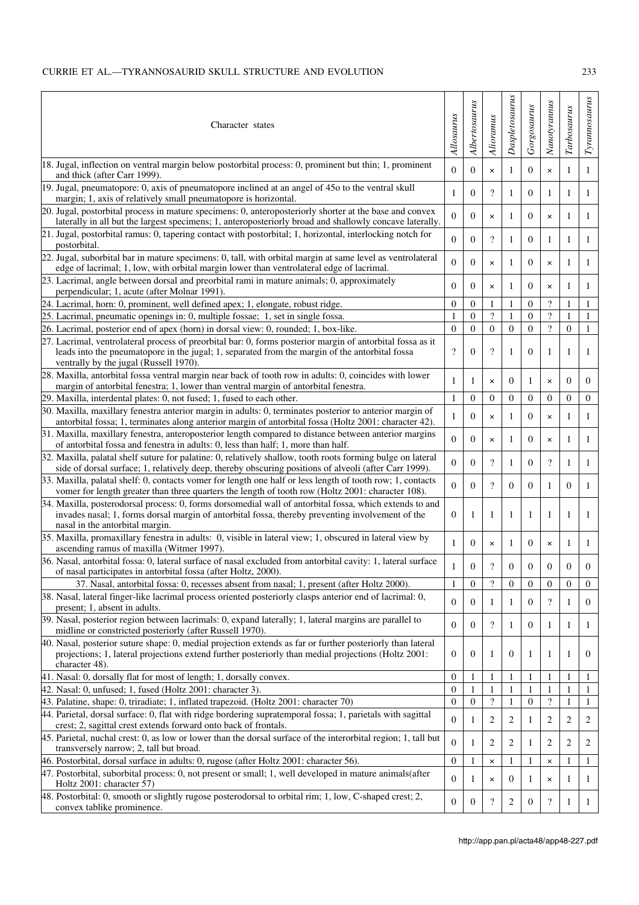| Character states | *Allosaurus* | *Albertosaurus* | *Alioramus* | *Daspletosaurus* | *Gorgosaurus* | *Nanotyrannus* | *Tarbosaurus* | *Tyrannosaurus* |
|---|---|---|---|---|---|---|---|---|
| 18. Jugal, inflection on ventral margin below postorbital process: 0, prominent but thin; 1, prominent and thick (after Carr 1999). | 0 | 0 | × | 1 | 0 | × | 1 | 1 |
| 19. Jugal, pneumatopore: 0, axis of pneumatopore inclined at an angel of 45o to the ventral skull margin; 1, axis of relatively small pneumatopore is horizontal. | 1 | 0 | ? | 1 | 0 | 1 | 1 | 1 |
| 20. Jugal, postorbital process in mature specimens: 0, anteroposteriorly shorter at the base and convex laterally in all but the largest specimens; 1, anteroposteriorly broad and shallowly concave laterally. | 0 | 0 | × | 1 | 0 | × | 1 | 1 |
| 21. Jugal, postorbital ramus: 0, tapering contact with postorbital; 1, horizontal, interlocking notch for postorbital. | 0 | 0 | ? | 1 | 0 | 1 | 1 | 1 |
| 22. Jugal, suborbital bar in mature specimens: 0, tall, with orbital margin at same level as ventrolateral edge of lacrimal; 1, low, with orbital margin lower than ventrolateral edge of lacrimal. | 0 | 0 | × | 1 | 0 | × | 1 | 1 |
| 23. Lacrimal, angle between dorsal and preorbital rami in mature animals; 0, approximately perpendicular; 1, acute (after Molnar 1991). | 0 | 0 | × | 1 | 0 | × | 1 | 1 |
| 24. Lacrimal, horn: 0, prominent, well defined apex; 1, elongate, robust ridge. | 0 | 0 | 1 | 1 | 0 | ? | 1 | 1 |
| 25. Lacrimal, pneumatic openings in: 0, multiple fossae; 1, set in single fossa. | 1 | 0 | ? | 1 | 0 | ? | 1 | 1 |
| 26. Lacrimal, posterior end of apex (horn) in dorsal view: 0, rounded; 1, box-like. | 0 | 0 | 0 | 0 | 0 | ? | 0 | 1 |
| 27. Lacrimal, ventrolateral process of preorbital bar: 0, forms posterior margin of antorbital fossa as it leads into the pneumatopore in the jugal; 1, separated from the margin of the antorbital fossa ventrally by the jugal (Russell 1970). | ? | 0 | ? | 1 | 0 | 1 | 1 | 1 |
| 28. Maxilla, antorbital fossa ventral margin near back of tooth row in adults: 0, coincides with lower margin of antorbital fenestra; 1, lower than ventral margin of antorbital fenestra. | 1 | 1 | × | 0 | 1 | × | 0 | 0 |
| 29. Maxilla, interdental plates: 0, not fused; 1, fused to each other. | 1 | 0 | 0 | 0 | 0 | 0 | 0 | 0 |
| 30. Maxilla, maxillary fenestra anterior margin in adults: 0, terminates posterior to anterior margin of antorbital fossa; 1, terminates along anterior margin of antorbital fossa (Holtz 2001: character 42). | 1 | 0 | × | 1 | 0 | × | 1 | 1 |
| 31. Maxilla, maxillary fenestra, anteroposterior length compared to distance between anterior margins of antorbital fossa and fenestra in adults: 0, less than half; 1, more than half. | 0 | 0 | × | 1 | 0 | × | 1 | 1 |
| 32. Maxilla, palatal shelf suture for palatine: 0, relatively shallow, tooth roots forming bulge on lateral side of dorsal surface; 1, relatively deep, thereby obscuring positions of alveoli (after Carr 1999). | 0 | 0 | ? | 1 | 0 | ? | 1 | 1 |
| 33. Maxilla, palatal shelf: 0, contacts vomer for length one half or less length of tooth row; 1, contacts vomer for length greater than three quarters the length of tooth row (Holtz 2001: character 108). | 0 | 0 | ? | 0 | 0 | 1 | 0 | 1 |
| 34. Maxilla, posterodorsal process: 0, forms dorsomedial wall of antorbital fossa, which extends to and invades nasal; 1, forms dorsal margin of antorbital fossa, thereby preventing involvement of the nasal in the antorbital margin. | 0 | 1 | 1 | 1 | 1 | 1 | 1 | 1 |
| 35. Maxilla, promaxillary fenestra in adults: 0, visible in lateral view; 1, obscured in lateral view by ascending ramus of maxilla (Witmer 1997). | 1 | 0 | × | 1 | 0 | × | 1 | 1 |
| 36. Nasal, antorbital fossa: 0, lateral surface of nasal excluded from antorbital cavity: 1, lateral surface of nasal participates in antorbital fossa (after Holtz, 2000). | 1 | 0 | ? | 0 | 0 | 0 | 0 | 0 |
| 37. Nasal, antorbital fossa: 0, recesses absent from nasal; 1, present (after Holtz 2000). | 1 | 0 | ? | 0 | 0 | 0 | 0 | 0 |
| 38. Nasal, lateral finger-like lacrimal process oriented posteriorly clasps anterior end of lacrimal: 0, present; 1, absent in adults. | 0 | 0 | 1 | 1 | 0 | ? | 1 | 0 |
| 39. Nasal, posterior region between lacrimals: 0, expand laterally; 1, lateral margins are parallel to midline or constricted posteriorly (after Russell 1970). | 0 | 0 | ? | 1 | 0 | 1 | 1 | 1 |
| 40. Nasal, posterior suture shape: 0, medial projection extends as far or further posteriorly than lateral projections; 1, lateral projections extend further posteriorly than medial projections (Holtz 2001: character 48). | 0 | 0 | 1 | 0 | 1 | 1 | 1 | 0 |
| 41. Nasal: 0, dorsally flat for most of length; 1, dorsally convex. | 0 | 1 | 1 | 1 | 1 | 1 | 1 | 1 |
| 42. Nasal: 0, unfused; 1, fused (Holtz 2001: character 3). | 0 | 1 | 1 | 1 | 1 | 1 | 1 | 1 |
| 43. Palatine, shape: 0, triradiate; 1, inflated trapezoid. (Holtz 2001: character 70) | 0 | 0 | ? | 1 | 0 | ? | 1 | 1 |
| 44. Parietal, dorsal surface: 0, flat with ridge bordering supratemporal fossa; 1, parietals with sagittal crest; 2, sagittal crest extends forward onto back of frontals. | 0 | 1 | 2 | 2 | 1 | 2 | 2 | 2 |
| 45. Parietal, nuchal crest: 0, as low or lower than the dorsal surface of the interorbital region; 1, tall but transversely narrow; 2, tall but broad. | 0 | 1 | 2 | 2 | 1 | 2 | 2 | 2 |
| 46. Postorbital, dorsal surface in adults: 0, rugose (after Holtz 2001: character 56). | 0 | 1 | × | 1 | 1 | × | 1 | 1 |
| 47. Postorbital, suborbital process: 0, not present or small; 1, well developed in mature animals(after Holtz 2001: character 57) | 0 | 1 | × | 0 | 1 | × | 1 | 1 |
| 48. Postorbital: 0, smooth or slightly rugose posterodorsal to orbital rim; 1, low, C-shaped crest; 2, convex tablike prominence. | 0 | 0 | ? | 2 | 0 | ? | 1 | 1 |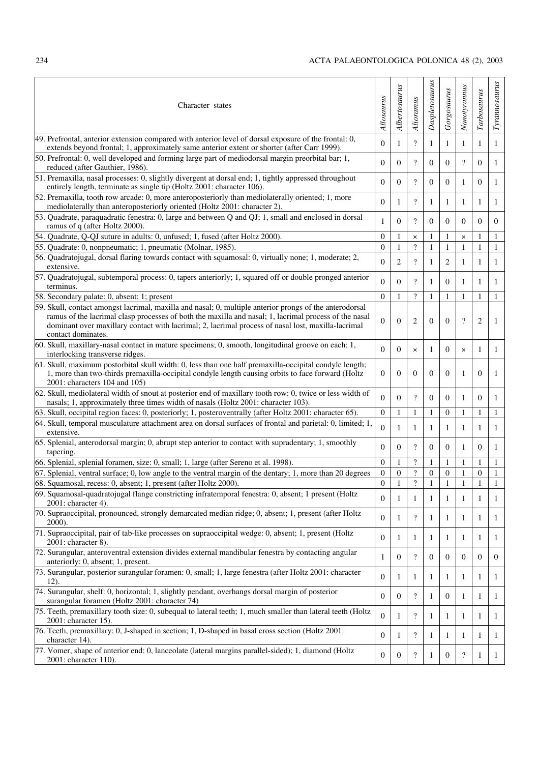| Character states | *Allosaurus* | *Albertosaurus* | *Alioramus* | *Daspletosaurus* | *Gorgosaurus* | *Nanotyrannus* | *Tarbosaurus* | *Tyrannosaurus* |
|---|---|---|---|---|---|---|---|---|
| 49. Prefrontal, anterior extension compared with anterior level of dorsal exposure of the frontal: 0, extends beyond frontal; 1, approximately same anterior extent or shorter (after Carr 1999). | 0 | 1 | ? | 1 | 1 | 1 | 1 | 1 |
| 50. Prefrontal: 0, well developed and forming large part of mediodorsal margin preorbital bar; 1, reduced (after Gauthier, 1986). | 0 | 0 | ? | 0 | 0 | ? | 0 | 1 |
| 51. Premaxilla, nasal processes: 0, slightly divergent at dorsal end; 1, tightly appressed throughout entirely length, terminate as single tip (Holtz 2001: character 106). | 0 | 0 | ? | 0 | 0 | 1 | 0 | 1 |
| 52. Premaxilla, tooth row arcade: 0, more anteroposteriorly than mediolaterally oriented; 1, more mediolaterally than anteroposteriorly oriented (Holtz 2001: character 2). | 0 | 1 | ? | 1 | 1 | 1 | 1 | 1 |
| 53. Quadrate, paraquadratic fenestra: 0, large and between Q and QJ; 1, small and enclosed in dorsal ramus of q (after Holtz 2000). | 1 | 0 | ? | 0 | 0 | 0 | 0 | 0 |
| 54. Quadrate, Q-QJ suture in adults: 0, unfused; 1, fused (after Holtz 2000). | 0 | 1 | × | 1 | 1 | × | 1 | 1 |
| 55. Quadrate: 0, nonpneumatic; 1, pneumatic (Molnar, 1985). | 0 | 1 | ? | 1 | 1 | 1 | 1 | 1 |
| 56. Quadratojugal, dorsal flaring towards contact with squamosal: 0, virtually none; 1, moderate; 2, extensive. | 0 | 2 | ? | 1 | 2 | 1 | 1 | 1 |
| 57. Quadratojugal, subtemporal process: 0, tapers anteriorly; 1, squared off or double pronged anterior terminus. | 0 | 0 | ? | 1 | 0 | 1 | 1 | 1 |
| 58. Secondary palate: 0, absent; 1; present | 0 | 1 | ? | 1 | 1 | 1 | 1 | 1 |
| 59. Skull, contact amongst lacrimal, maxilla and nasal; 0, multiple anterior prongs of the anterodorsal ramus of the lacrimal clasp processes of both the maxilla and nasal; 1, lacrimal process of the nasal dominant over maxillary contact with lacrimal; 2, lacrimal process of nasal lost, maxilla-lacrimal contact dominates. | 0 | 0 | 2 | 0 | 0 | ? | 2 | 1 |
| 60. Skull, maxillary-nasal contact in mature specimens; 0, smooth, longitudinal groove on each; 1, interlocking transverse ridges. | 0 | 0 | × | 1 | 0 | × | 1 | 1 |
| 61. Skull, maximum postorbital skull width: 0, less than one half premaxilla-occipital condyle length; 1, more than two-thirds premaxilla-occipital condyle length causing orbits to face forward (Holtz 2001: characters 104 and 105) | 0 | 0 | 0 | 0 | 0 | 1 | 0 | 1 |
| 62. Skull, mediolateral width of snout at posterior end of maxillary tooth row: 0, twice or less width of nasals; 1, approximately three times width of nasals (Holtz 2001: character 103). | 0 | 0 | ? | 0 | 0 | 1 | 0 | 1 |
| 63. Skull, occipital region faces: 0, posteriorly; 1, posteroventrally (after Holtz 2001: character 65). | 0 | 1 | 1 | 1 | 0 | 1 | 1 | 1 |
| 64. Skull, temporal musculature attachment area on dorsal surfaces of frontal and parietal: 0, limited; 1, extensive. | 0 | 1 | 1 | 1 | 1 | 1 | 1 | 1 |
| 65. Splenial, anterodorsal margin; 0, abrupt step anterior to contact with supradentary; 1, smoothly tapering. | 0 | 0 | ? | 0 | 0 | 1 | 0 | 1 |
| 66. Splenial, splenial foramen, size: 0, small; 1, large (after Sereno et al. 1998). | 0 | 1 | ? | 1 | 1 | 1 | 1 | 1 |
| 67. Splenial, ventral surface; 0, low angle to the ventral margin of the dentary; 1, more than 20 degrees | 0 | 0 | ? | 0 | 0 | 1 | 0 | 1 |
| 68. Squamosal, recess: 0, absent; 1, present (after Holtz 2000). | 0 | 1 | ? | 1 | 1 | 1 | 1 | 1 |
| 69. Squamosal-quadratojugal flange constricting infratemporal fenestra: 0, absent; 1 present (Holtz 2001: character 4). | 0 | 1 | 1 | 1 | 1 | 1 | 1 | 1 |
| 70. Supraoccipital, pronounced, strongly demarcated median ridge; 0, absent; 1, present (after Holtz 2000). | 0 | 1 | ? | 1 | 1 | 1 | 1 | 1 |
| 71. Supraoccipital, pair of tab-like processes on supraoccipital wedge: 0, absent; 1, present (Holtz 2001: character 8). | 0 | 1 | 1 | 1 | 1 | 1 | 1 | 1 |
| 72. Surangular, anteroventral extension divides external mandibular fenestra by contacting angular anteriorly: 0, absent; 1, present. | 1 | 0 | ? | 0 | 0 | 0 | 0 | 0 |
| 73. Surangular, posterior surangular foramen: 0, small; 1, large fenestra (after Holtz 2001: character 12). | 0 | 1 | 1 | 1 | 1 | 1 | 1 | 1 |
| 74. Surangular, shelf: 0, horizontal; 1, slightly pendant, overhangs dorsal margin of posterior surangular foramen (Holtz 2001: character 74) | 0 | 0 | ? | 1 | 0 | 1 | 1 | 1 |
| 75. Teeth, premaxillary tooth size: 0, subequal to lateral teeth; 1, much smaller than lateral teeth (Holtz 2001: character 15). | 0 | 1 | ? | 1 | 1 | 1 | 1 | 1 |
| 76. Teeth, premaxillary: 0, J-shaped in section; 1, D-shaped in basal cross section (Holtz 2001: character 14). | 0 | 1 | ? | 1 | 1 | 1 | 1 | 1 |
| 77. Vomer, shape of anterior end: 0, lanceolate (lateral margins parallel-sided); 1, diamond (Holtz 2001: character 110). | 0 | 0 | ? | 1 | 0 | ? | 1 | 1 |